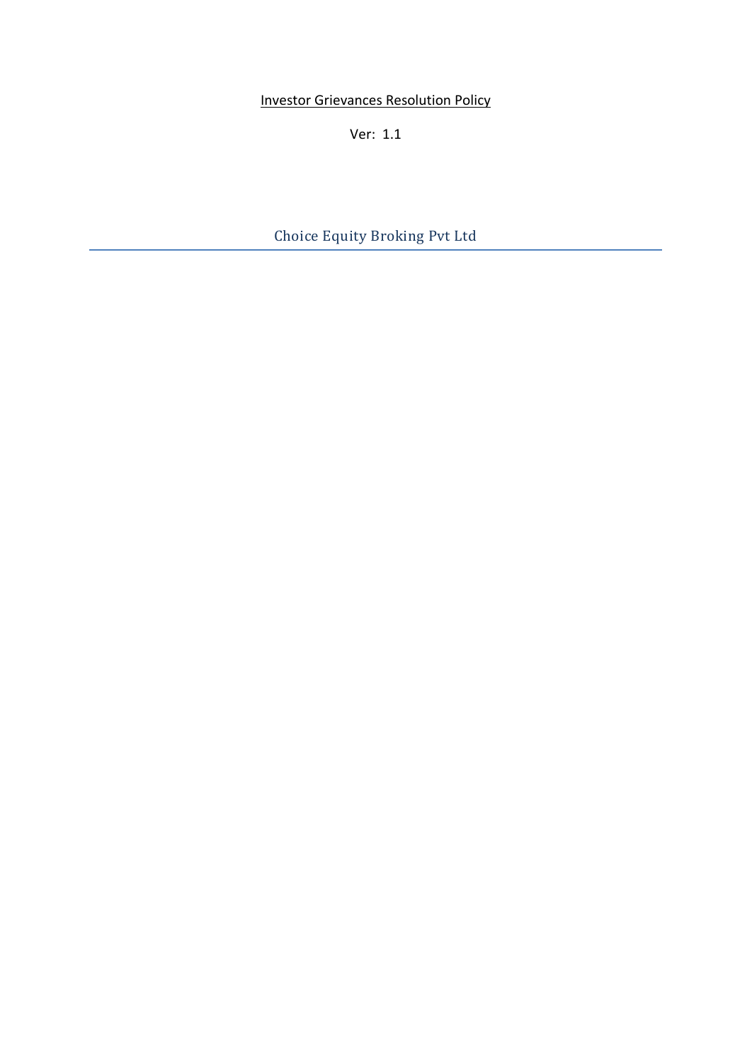# Investor Grievances Resolution Policy

Ver: 1.1

## Choice Equity Broking Pvt Ltd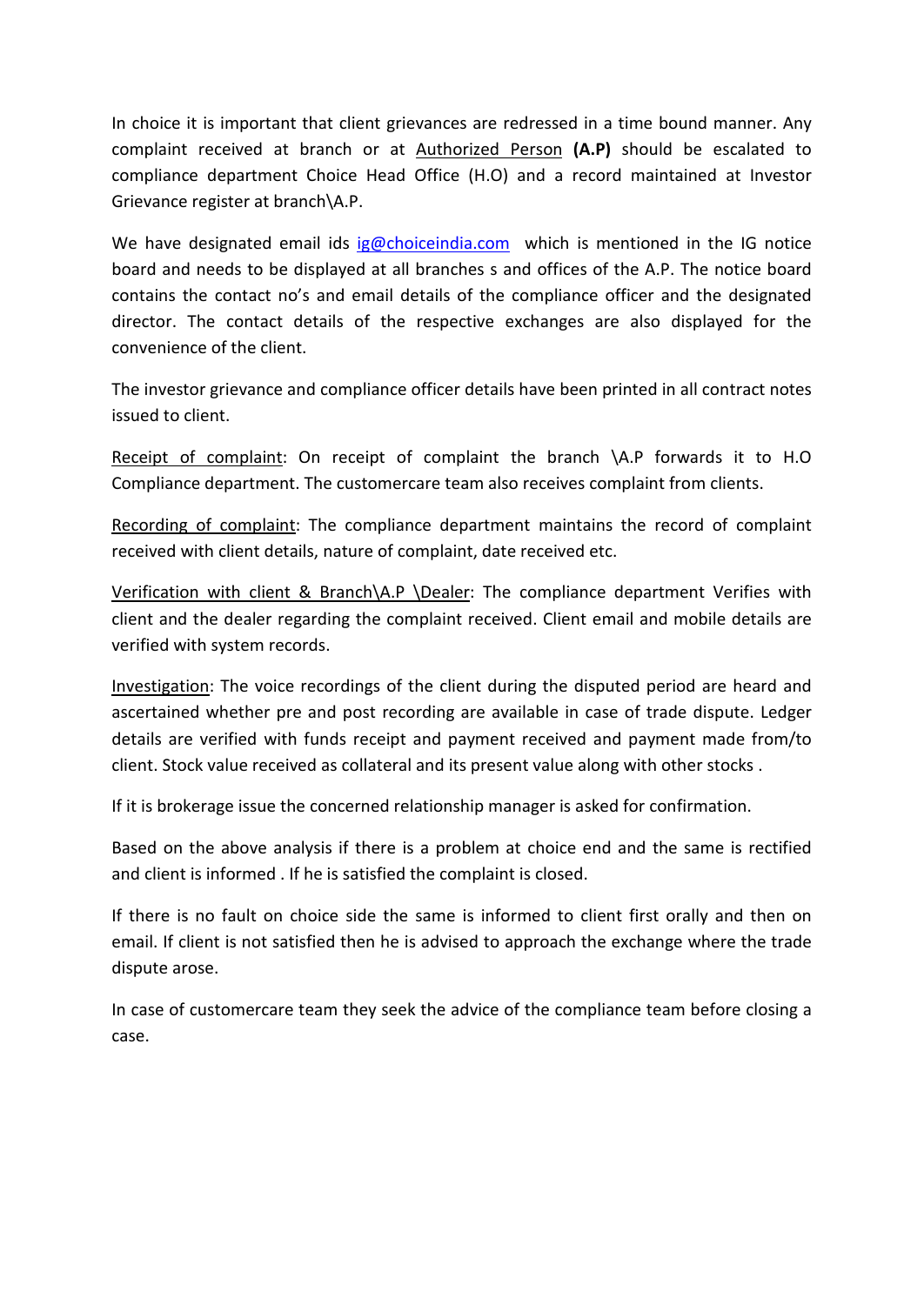In choice it is important that client grievances are redressed in a time bound manner. Any complaint received at branch or at Authorized Person **(A.P)** should be escalated to compliance department Choice Head Office (H.O) and a record maintained at Investor Grievance register at branch\A.P.

We have designated email ids ig@choiceindia.com which is mentioned in the IG notice board and needs to be displayed at all branches s and offices of the A.P. The notice board contains the contact no's and email details of the compliance officer and the designated director. The contact details of the respective exchanges are also displayed for the convenience of the client.

The investor grievance and compliance officer details have been printed in all contract notes issued to client.

Receipt of complaint: On receipt of complaint the branch \A.P forwards it to H.O Compliance department. The customercare team also receives complaint from clients.

Recording of complaint: The compliance department maintains the record of complaint received with client details, nature of complaint, date received etc.

Verification with client & Branch\A.P \Dealer: The compliance department Verifies with client and the dealer regarding the complaint received. Client email and mobile details are verified with system records.

Investigation: The voice recordings of the client during the disputed period are heard and ascertained whether pre and post recording are available in case of trade dispute. Ledger details are verified with funds receipt and payment received and payment made from/to client. Stock value received as collateral and its present value along with other stocks .

If it is brokerage issue the concerned relationship manager is asked for confirmation.

Based on the above analysis if there is a problem at choice end and the same is rectified and client is informed . If he is satisfied the complaint is closed.

If there is no fault on choice side the same is informed to client first orally and then on email. If client is not satisfied then he is advised to approach the exchange where the trade dispute arose.

In case of customercare team they seek the advice of the compliance team before closing a case.